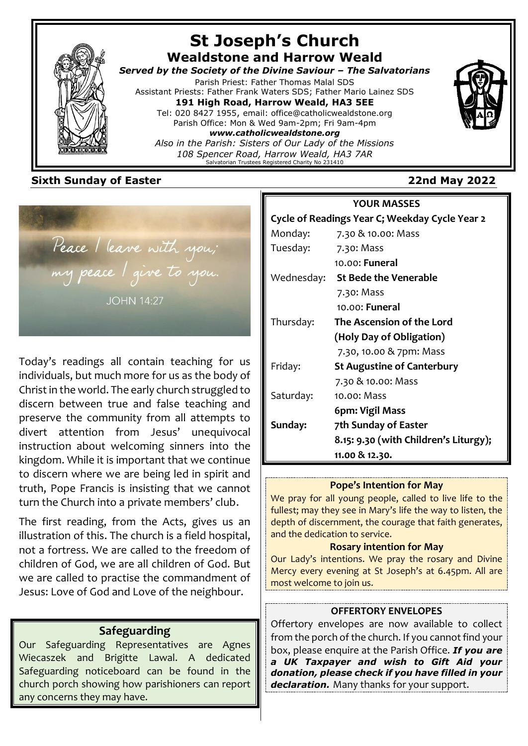# St Joseph's Church

## Wealdstone and Harrow Weald

***Served by the Society of the Divine Saviour – The Salvatorians***

Parish Priest: Father Thomas Malal SDS
Assistant Priests: Father Frank Waters SDS; Father Mario Lainez SDS

**191 High Road, Harrow Weald, HA3 5EE**

Tel: 020 8427 1955, email: office@catholicwealdstone.org
Parish Office: Mon & Wed 9am-2pm; Fri 9am-4pm

***www.catholicwealdstone.org***

*Also in the Parish: Sisters of Our Lady of the Missions*
*108 Spencer Road, Harrow Weald, HA3 7AR*

Salvatorian Trustees Registered Charity No 231410

**Sixth Sunday of Easter** **22nd May 2022**

Peace I leave with you; my peace I give to you.
JOHN 14:27

Today's readings all contain teaching for us individuals, but much more for us as the body of Christ in the world. The early church struggled to discern between true and false teaching and preserve the community from all attempts to divert attention from Jesus' unequivocal instruction about welcoming sinners into the kingdom. While it is important that we continue to discern where we are being led in spirit and truth, Pope Francis is insisting that we cannot turn the Church into a private members' club.

The first reading, from the Acts, gives us an illustration of this. The church is a field hospital, not a fortress. We are called to the freedom of children of God, we are all children of God. But we are called to practise the commandment of Jesus: Love of God and Love of the neighbour.

### Safeguarding

Our Safeguarding Representatives are Agnes Wiecaszek and Brigitte Lawal. A dedicated Safeguarding noticeboard can be found in the church porch showing how parishioners can report any concerns they may have.

### YOUR MASSES

**Cycle of Readings Year C; Weekday Cycle Year 2**

| | |
|---|---|
| Monday: | 7.30 & 10.00: Mass |
| Tuesday: | 7.30: Mass |
| | 10.00: **Funeral** |
| Wednesday: | **St Bede the Venerable** |
| | 7.30: Mass |
| | 10.00: **Funeral** |
| Thursday: | **The Ascension of the Lord** |
| | **(Holy Day of Obligation)** |
| | 7.30, 10.00 & 7pm: Mass |
| Friday: | **St Augustine of Canterbury** |
| | 7.30 & 10.00: Mass |
| Saturday: | 10.00: Mass |
| | **6pm: Vigil Mass** |
| **Sunday:** | **7th Sunday of Easter** |
| | **8.15: 9.30 (with Children's Liturgy);** |
| | **11.00 & 12.30.** |

### Pope's Intention for May

We pray for all young people, called to live life to the fullest; may they see in Mary's life the way to listen, the depth of discernment, the courage that faith generates, and the dedication to service.

### Rosary intention for May

Our Lady's intentions. We pray the rosary and Divine Mercy every evening at St Joseph's at 6.45pm. All are most welcome to join us.

### OFFERTORY ENVELOPES

Offertory envelopes are now available to collect from the porch of the church. If you cannot find your box, please enquire at the Parish Office. ***If you are a UK Taxpayer and wish to Gift Aid your donation, please check if you have filled in your declaration.*** Many thanks for your support.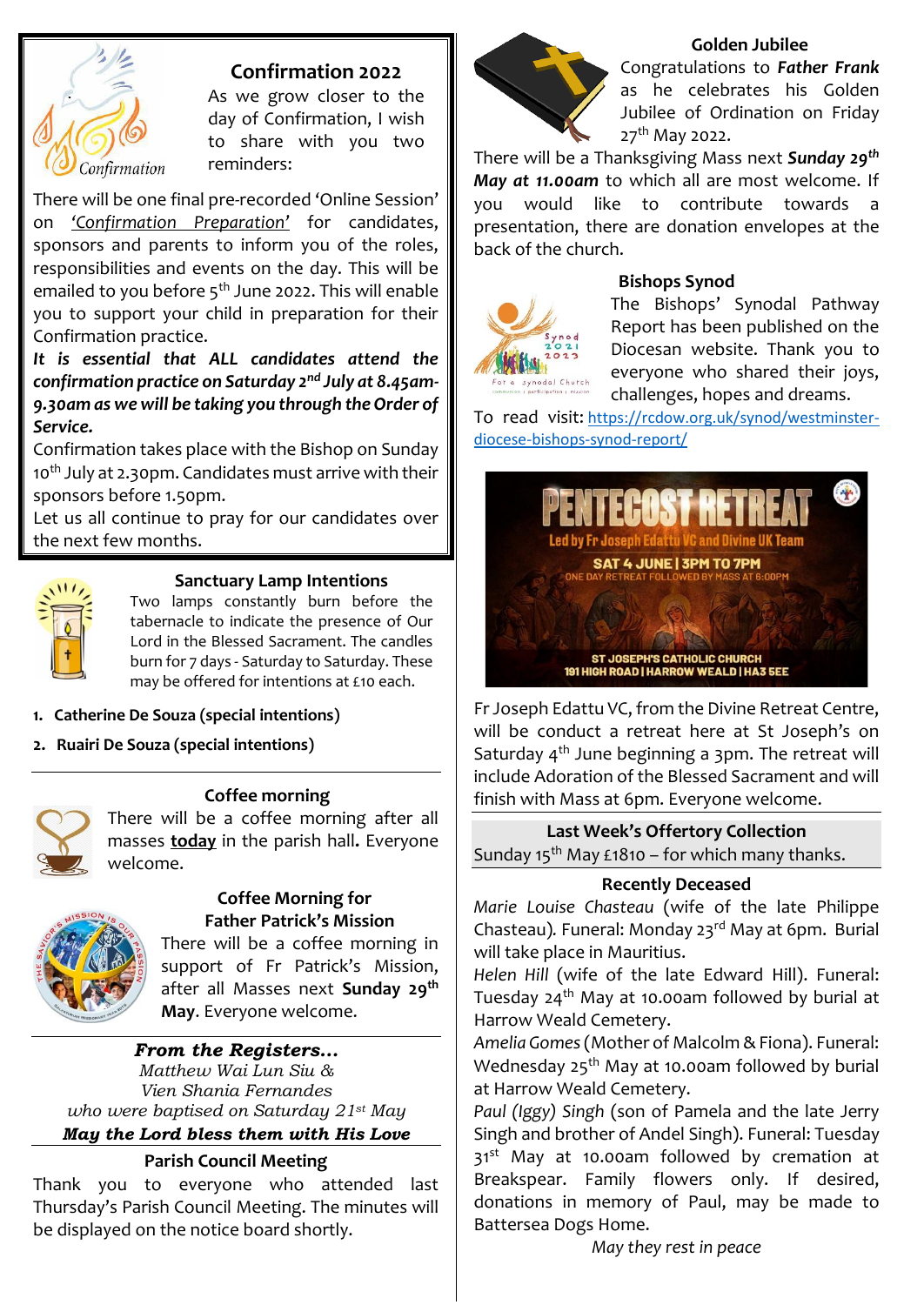## Confirmation 2022

As we grow closer to the day of Confirmation, I wish to share with you two reminders:

There will be one final pre-recorded 'Online Session' on *'Confirmation Preparation'* for candidates, sponsors and parents to inform you of the roles, responsibilities and events on the day. This will be emailed to you before 5th June 2022. This will enable you to support your child in preparation for their Confirmation practice.

***It is essential that ALL candidates attend the confirmation practice on Saturday 2nd July at 8.45am-9.30am as we will be taking you through the Order of Service.***

Confirmation takes place with the Bishop on Sunday 10th July at 2.30pm. Candidates must arrive with their sponsors before 1.50pm.

Let us all continue to pray for our candidates over the next few months.

## Sanctuary Lamp Intentions

Two lamps constantly burn before the tabernacle to indicate the presence of Our Lord in the Blessed Sacrament. The candles burn for 7 days - Saturday to Saturday. These may be offered for intentions at £10 each.

1. **Catherine De Souza (special intentions)**
2. **Ruairi De Souza (special intentions)**

## Coffee morning

There will be a coffee morning after all masses **today** in the parish hall**.** Everyone welcome.

## Coffee Morning for Father Patrick's Mission

There will be a coffee morning in support of Fr Patrick's Mission, after all Masses next **Sunday 29th May**. Everyone welcome.

## *From the Registers…*

*Matthew Wai Lun Siu &*
*Vien Shania Fernandes*
*who were baptised on Saturday 21st May*
***May the Lord bless them with His Love***

## Parish Council Meeting

Thank you to everyone who attended last Thursday's Parish Council Meeting. The minutes will be displayed on the notice board shortly.

## Golden Jubilee

Congratulations to ***Father Frank*** as he celebrates his Golden Jubilee of Ordination on Friday 27th May 2022.

There will be a Thanksgiving Mass next ***Sunday 29th May at 11.00am*** to which all are most welcome. If you would like to contribute towards a presentation, there are donation envelopes at the back of the church.

## Bishops Synod

The Bishops' Synodal Pathway Report has been published on the Diocesan website. Thank you to everyone who shared their joys, challenges, hopes and dreams.

To read visit: https://rcdow.org.uk/synod/westminster-diocese-bishops-synod-report/

PENTECOST RETREAT
Led by Fr Joseph Edattu VC and Divine UK Team
SAT 4 JUNE | 3PM TO 7PM
ONE DAY RETREAT FOLLOWED BY MASS AT 6:00PM
ST JOSEPH'S CATHOLIC CHURCH
191 HIGH ROAD | HARROW WEALD | HA3 5EE

Fr Joseph Edattu VC, from the Divine Retreat Centre, will be conduct a retreat here at St Joseph's on Saturday 4th June beginning a 3pm. The retreat will include Adoration of the Blessed Sacrament and will finish with Mass at 6pm. Everyone welcome.

## Last Week's Offertory Collection

Sunday 15th May £1810 – for which many thanks.

## Recently Deceased

*Marie Louise Chasteau* (wife of the late Philippe Chasteau). Funeral: Monday 23rd May at 6pm. Burial will take place in Mauritius.

*Helen Hill* (wife of the late Edward Hill). Funeral: Tuesday 24th May at 10.00am followed by burial at Harrow Weald Cemetery.

*Amelia Gomes* (Mother of Malcolm & Fiona). Funeral: Wednesday 25th May at 10.00am followed by burial at Harrow Weald Cemetery.

*Paul (Iggy) Singh* (son of Pamela and the late Jerry Singh and brother of Andel Singh). Funeral: Tuesday 31st May at 10.00am followed by cremation at Breakspear. Family flowers only. If desired, donations in memory of Paul, may be made to Battersea Dogs Home.

*May they rest in peace*